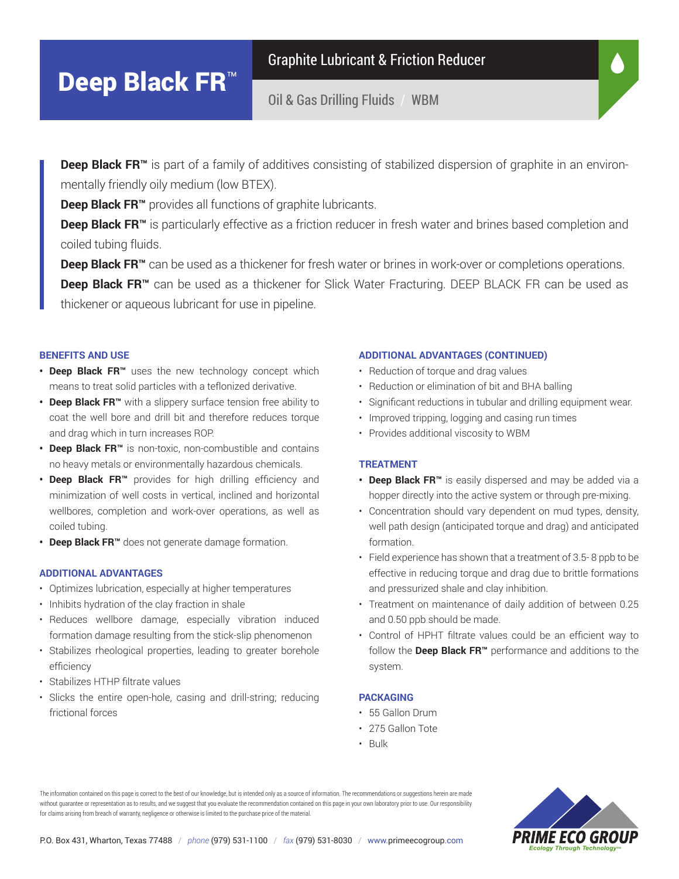# Deep Black FR™

## Graphite Lubricant & Friction Reducer

Oil & Gas Drilling Fluids / WBM

**Deep Black FR™** is part of a family of additives consisting of stabilized dispersion of graphite in an environmentally friendly oily medium (low BTEX).

**Deep Black FR™** provides all functions of graphite lubricants.

**Deep Black FR™** is particularly effective as a friction reducer in fresh water and brines based completion and coiled tubing fluids.

**Deep Black FR™** can be used as a thickener for fresh water or brines in work-over or completions operations.

**Deep Black FR™** can be used as a thickener for Slick Water Fracturing. DEEP BLACK FR can be used as thickener or aqueous lubricant for use in pipeline.

### BENEFITS AND USE

- **Deep Black FR™** uses the new technology concept which means to treat solid particles with a teflonized derivative.
- **Deep Black FR™** with a slippery surface tension free ability to coat the well bore and drill bit and therefore reduces torque and drag which in turn increases ROP.
- **Deep Black FR™** is non-toxic, non-combustible and contains no heavy metals or environmentally hazardous chemicals.
- **Deep Black FR™** provides for high drilling efficiency and minimization of well costs in vertical, inclined and horizontal wellbores, completion and work-over operations, as well as coiled tubing.
- **Deep Black FR™** does not generate damage formation.

### ADDITIONAL ADVANTAGES

- Optimizes lubrication, especially at higher temperatures
- Inhibits hydration of the clay fraction in shale
- Reduces wellbore damage, especially vibration induced formation damage resulting from the stick-slip phenomenon
- Stabilizes rheological properties, leading to greater borehole efficiency
- Stabilizes HTHP filtrate values
- Slicks the entire open-hole, casing and drill-string; reducing frictional forces

### ADDITIONAL ADVANTAGES (CONTINUED)

- Reduction of torque and drag values
- Reduction or elimination of bit and BHA balling
- Significant reductions in tubular and drilling equipment wear.
- Improved tripping, logging and casing run times
- Provides additional viscosity to WBM

### TREATMENT

- **Deep Black FR™** is easily dispersed and may be added via a hopper directly into the active system or through pre-mixing.
- Concentration should vary dependent on mud types, density, well path design (anticipated torque and drag) and anticipated formation.
- Field experience has shown that a treatment of 3.5- 8 ppb to be effective in reducing torque and drag due to brittle formations and pressurized shale and clay inhibition.
- Treatment on maintenance of daily addition of between 0.25 and 0.50 ppb should be made.
- Control of HPHT filtrate values could be an efficient way to follow the **Deep Black FR™** performance and additions to the system.

### PACKAGING

- 55 Gallon Drum
- 275 Gallon Tote
- Bulk

The information contained on this page is correct to the best of our knowledge, but is intended only as a source of information. The recommendations or suggestions herein are made without guarantee or representation as to results, and we suggest that you evaluate the recommendation contained on this page in your own laboratory prior to use. Our responsibility for claims arising from breach of warranty, negligence or otherwise is limited to the purchase price of the material.

P.O. Box 431, Wharton, Texas 77488 / *phone* (979) 531-1100 / *fax* (979) 531-8030 / www.primeecogroup.com

PRIME ECO GROUP
Ecology Through Technology™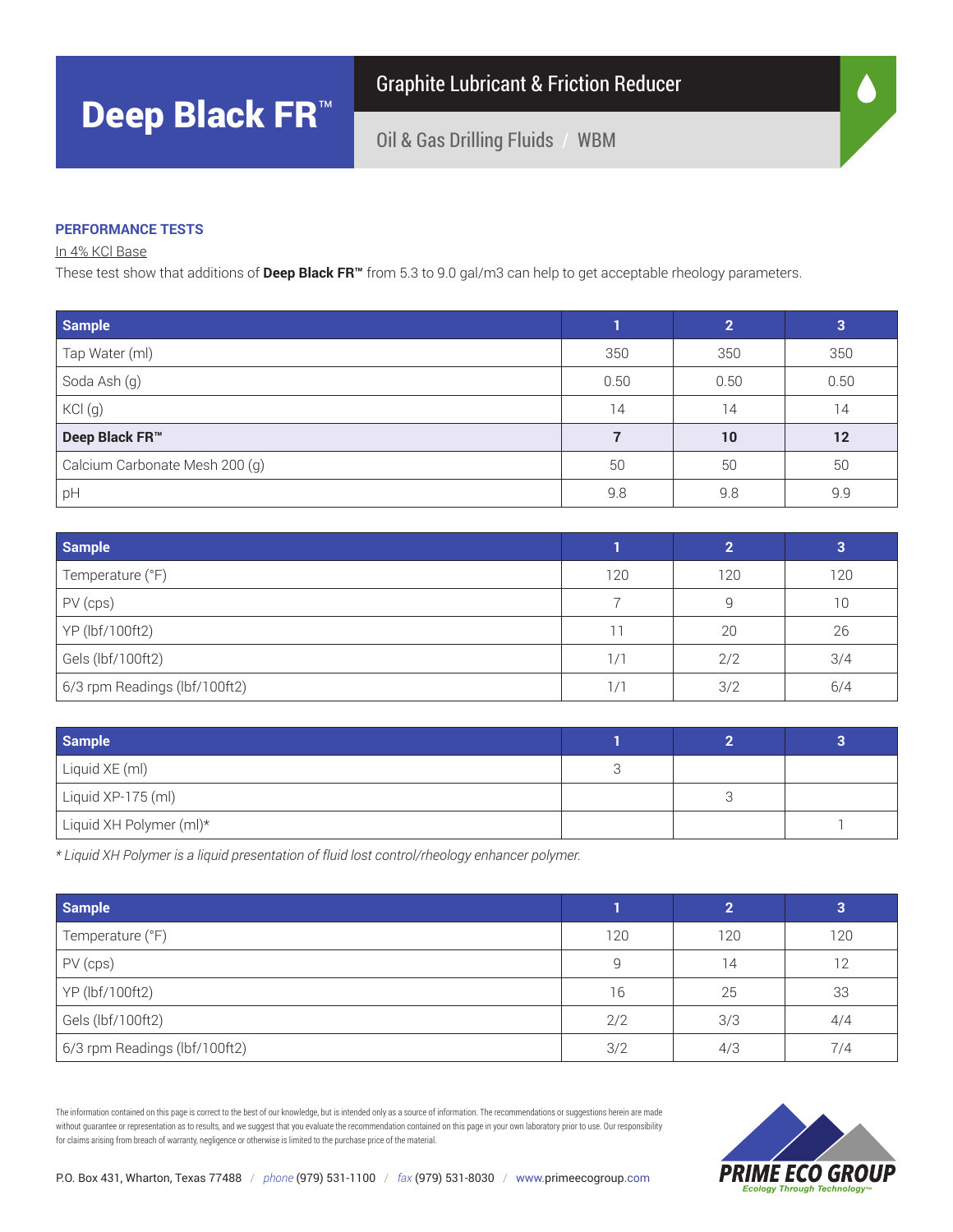# Deep Black FR™

Graphite Lubricant & Friction Reducer

Oil & Gas Drilling Fluids / WBM

**PERFORMANCE TESTS**

In 4% KCl Base

These test show that additions of **Deep Black FR™** from 5.3 to 9.0 gal/m3 can help to get acceptable rheology parameters.

| Sample | 1 | 2 | 3 |
|---|---|---|---|
| Tap Water (ml) | 350 | 350 | 350 |
| Soda Ash (g) | 0.50 | 0.50 | 0.50 |
| KCl (g) | 14 | 14 | 14 |
| **Deep Black FR™** | **7** | **10** | **12** |
| Calcium Carbonate Mesh 200 (g) | 50 | 50 | 50 |
| pH | 9.8 | 9.8 | 9.9 |

| Sample | 1 | 2 | 3 |
|---|---|---|---|
| Temperature (°F) | 120 | 120 | 120 |
| PV (cps) | 7 | 9 | 10 |
| YP (lbf/100ft2) | 11 | 20 | 26 |
| Gels (lbf/100ft2) | 1/1 | 2/2 | 3/4 |
| 6/3 rpm Readings (lbf/100ft2) | 1/1 | 3/2 | 6/4 |

| Sample | 1 | 2 | 3 |
|---|---|---|---|
| Liquid XE (ml) | 3 | | |
| Liquid XP-175 (ml) | | 3 | |
| Liquid XH Polymer (ml)* | | | 1 |

*\* Liquid XH Polymer is a liquid presentation of fluid lost control/rheology enhancer polymer.*

| Sample | 1 | 2 | 3 |
|---|---|---|---|
| Temperature (°F) | 120 | 120 | 120 |
| PV (cps) | 9 | 14 | 12 |
| YP (lbf/100ft2) | 16 | 25 | 33 |
| Gels (lbf/100ft2) | 2/2 | 3/3 | 4/4 |
| 6/3 rpm Readings (lbf/100ft2) | 3/2 | 4/3 | 7/4 |

The information contained on this page is correct to the best of our knowledge, but is intended only as a source of information. The recommendations or suggestions herein are made without guarantee or representation as to results, and we suggest that you evaluate the recommendation contained on this page in your own laboratory prior to use. Our responsibility for claims arising from breach of warranty, negligence or otherwise is limited to the purchase price of the material.

P.O. Box 431, Wharton, Texas 77488 / *phone* (979) 531-1100 / *fax* (979) 531-8030 / www.primeecogroup.com

PRIME ECO GROUP
Ecology Through Technology™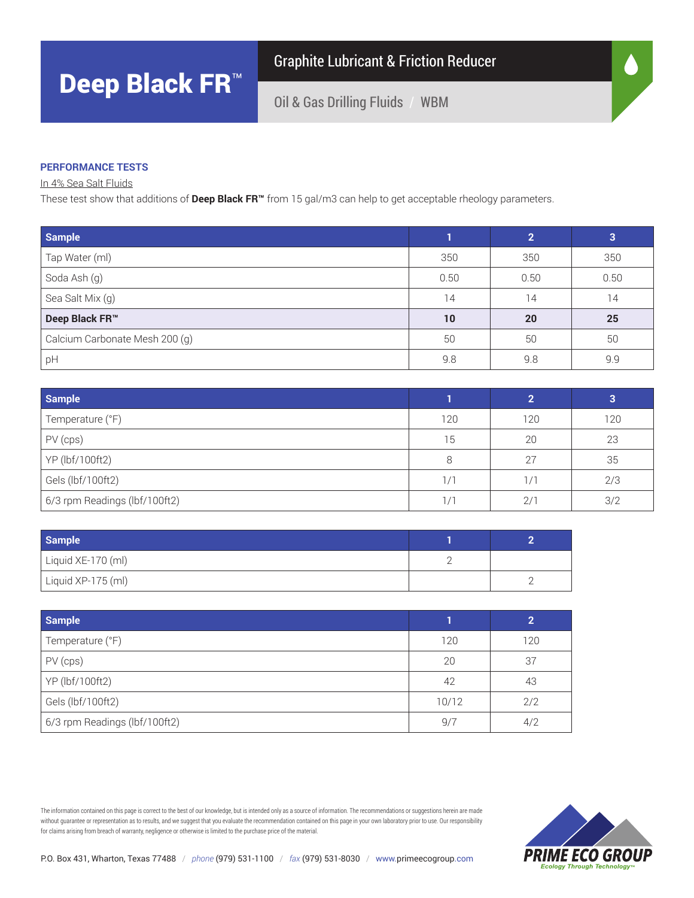# Deep Black FR™

## Graphite Lubricant & Friction Reducer

Oil & Gas Drilling Fluids / WBM

### PERFORMANCE TESTS

In 4% Sea Salt Fluids

These test show that additions of **Deep Black FR™** from 15 gal/m3 can help to get acceptable rheology parameters.

| Sample | 1 | 2 | 3 |
|---|---|---|---|
| Tap Water (ml) | 350 | 350 | 350 |
| Soda Ash (g) | 0.50 | 0.50 | 0.50 |
| Sea Salt Mix (g) | 14 | 14 | 14 |
| **Deep Black FR™** | **10** | **20** | **25** |
| Calcium Carbonate Mesh 200 (g) | 50 | 50 | 50 |
| pH | 9.8 | 9.8 | 9.9 |

| Sample | 1 | 2 | 3 |
|---|---|---|---|
| Temperature (°F) | 120 | 120 | 120 |
| PV (cps) | 15 | 20 | 23 |
| YP (lbf/100ft2) | 8 | 27 | 35 |
| Gels (lbf/100ft2) | 1/1 | 1/1 | 2/3 |
| 6/3 rpm Readings (lbf/100ft2) | 1/1 | 2/1 | 3/2 |

| Sample | 1 | 2 |
|---|---|---|
| Liquid XE-170 (ml) | 2 | |
| Liquid XP-175 (ml) | | 2 |

| Sample | 1 | 2 |
|---|---|---|
| Temperature (°F) | 120 | 120 |
| PV (cps) | 20 | 37 |
| YP (lbf/100ft2) | 42 | 43 |
| Gels (lbf/100ft2) | 10/12 | 2/2 |
| 6/3 rpm Readings (lbf/100ft2) | 9/7 | 4/2 |

The information contained on this page is correct to the best of our knowledge, but is intended only as a source of information. The recommendations or suggestions herein are made without guarantee or representation as to results, and we suggest that you evaluate the recommendation contained on this page in your own laboratory prior to use. Our responsibility for claims arising from breach of warranty, negligence or otherwise is limited to the purchase price of the material.

P.O. Box 431, Wharton, Texas 77488 / *phone* (979) 531-1100 / *fax* (979) 531-8030 / www.primeecogroup.com

PRIME ECO GROUP
Ecology Through Technology™